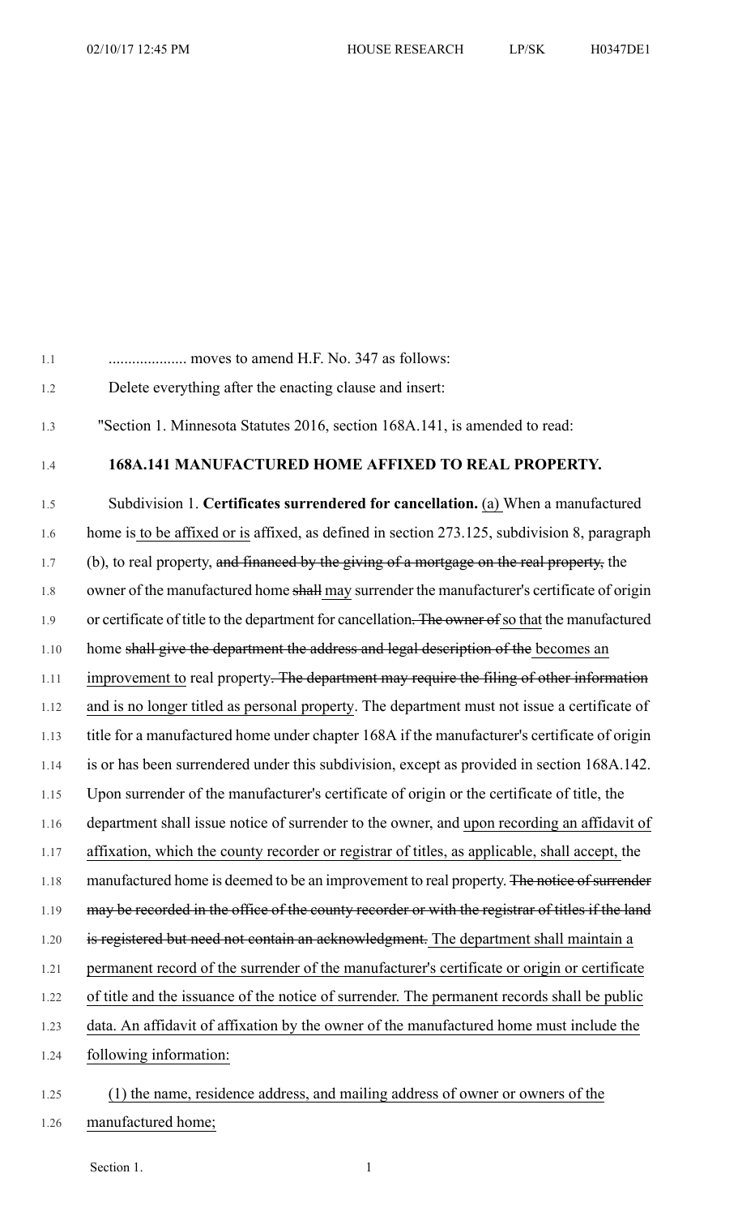.................... moves to amend H.F. No. 347 as follows:

Delete everything after the enacting clause and insert:

"Section 1. Minnesota Statutes 2016, section 168A.141, is amended to read:

**168A.141 MANUFACTURED HOME AFFIXED TO REAL PROPERTY.**

Subdivision 1. **Certificates surrendered for cancellation.** (a) When a manufactured home is to be affixed or is affixed, as defined in section 273.125, subdivision 8, paragraph (b), to real property, ~~and financed by the giving of a mortgage on the real property,~~ the owner of the manufactured home ~~shall~~ may surrender the manufacturer's certificate of origin or certificate of title to the department for cancellation~~. The owner of~~ so that the manufactured home ~~shall give the department the address and legal description of the~~ becomes an improvement to real property~~. The department may require the filing of other information~~ and is no longer titled as personal property. The department must not issue a certificate of title for a manufactured home under chapter 168A if the manufacturer's certificate of origin is or has been surrendered under this subdivision, except as provided in section 168A.142. Upon surrender of the manufacturer's certificate of origin or the certificate of title, the department shall issue notice of surrender to the owner, and upon recording an affidavit of affixation, which the county recorder or registrar of titles, as applicable, shall accept, the manufactured home is deemed to be an improvement to real property. ~~The notice of surrender may be recorded in the office of the county recorder or with the registrar of titles if the land is registered but need not contain an acknowledgment.~~ The department shall maintain a permanent record of the surrender of the manufacturer's certificate or origin or certificate of title and the issuance of the notice of surrender. The permanent records shall be public data. An affidavit of affixation by the owner of the manufactured home must include the following information:

(1) the name, residence address, and mailing address of owner or owners of the manufactured home;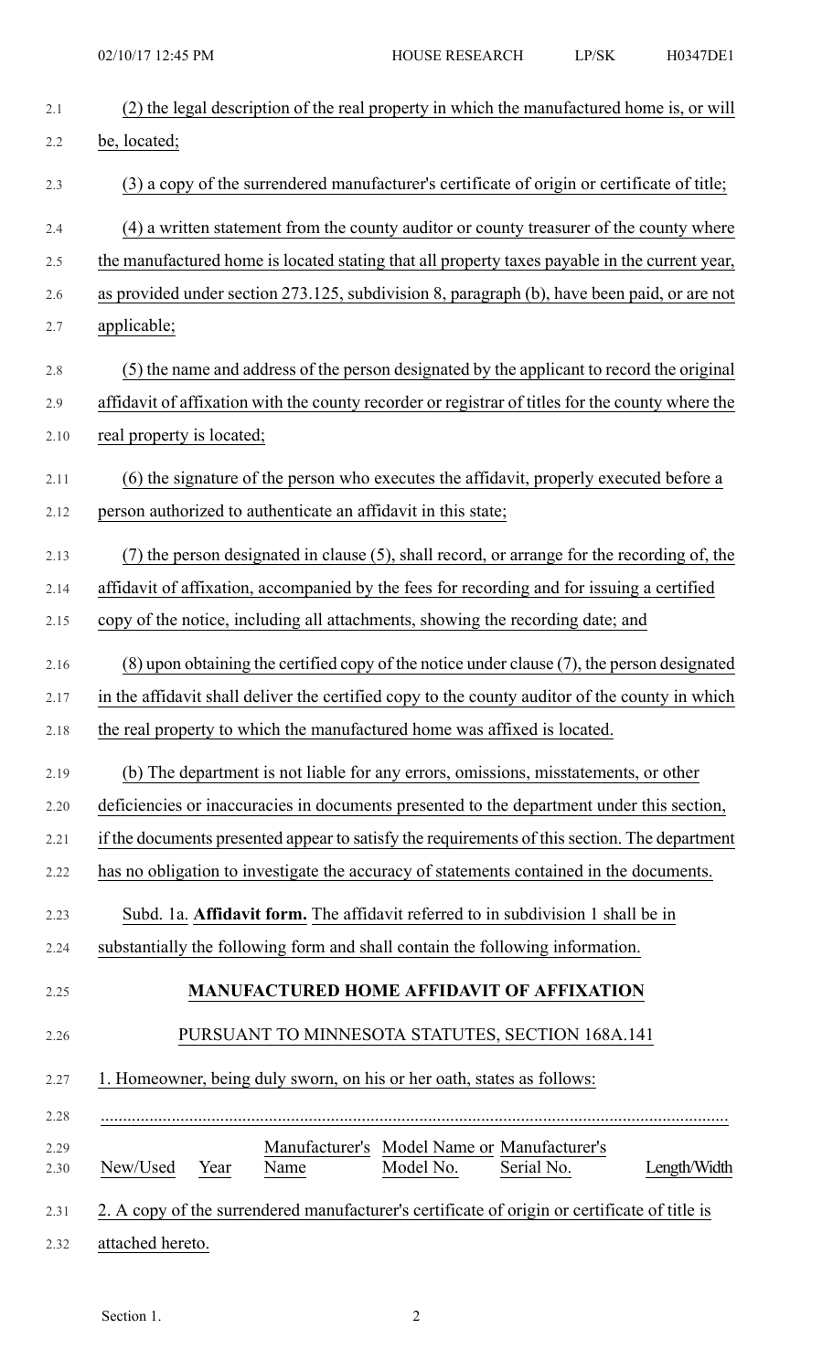(2) the legal description of the real property in which the manufactured home is, or will be, located;

(3) a copy of the surrendered manufacturer's certificate of origin or certificate of title;

(4) a written statement from the county auditor or county treasurer of the county where the manufactured home is located stating that all property taxes payable in the current year, as provided under section 273.125, subdivision 8, paragraph (b), have been paid, or are not applicable;

(5) the name and address of the person designated by the applicant to record the original affidavit of affixation with the county recorder or registrar of titles for the county where the real property is located;

(6) the signature of the person who executes the affidavit, properly executed before a person authorized to authenticate an affidavit in this state;

(7) the person designated in clause (5), shall record, or arrange for the recording of, the affidavit of affixation, accompanied by the fees for recording and for issuing a certified copy of the notice, including all attachments, showing the recording date; and

(8) upon obtaining the certified copy of the notice under clause (7), the person designated in the affidavit shall deliver the certified copy to the county auditor of the county in which the real property to which the manufactured home was affixed is located.

(b) The department is not liable for any errors, omissions, misstatements, or other deficiencies or inaccuracies in documents presented to the department under this section, if the documents presented appear to satisfy the requirements of this section. The department has no obligation to investigate the accuracy of statements contained in the documents.

Subd. 1a. **Affidavit form.** The affidavit referred to in subdivision 1 shall be in substantially the following form and shall contain the following information.

**MANUFACTURED HOME AFFIDAVIT OF AFFIXATION**

PURSUANT TO MINNESOTA STATUTES, SECTION 168A.141

1. Homeowner, being duly sworn, on his or her oath, states as follows:

.............................................................................................................................................

| New/Used | Year | Manufacturer's Name | Model Name or Model No. | Manufacturer's Serial No. | Length/Width |
|---|---|---|---|---|---|

2. A copy of the surrendered manufacturer's certificate of origin or certificate of title is attached hereto.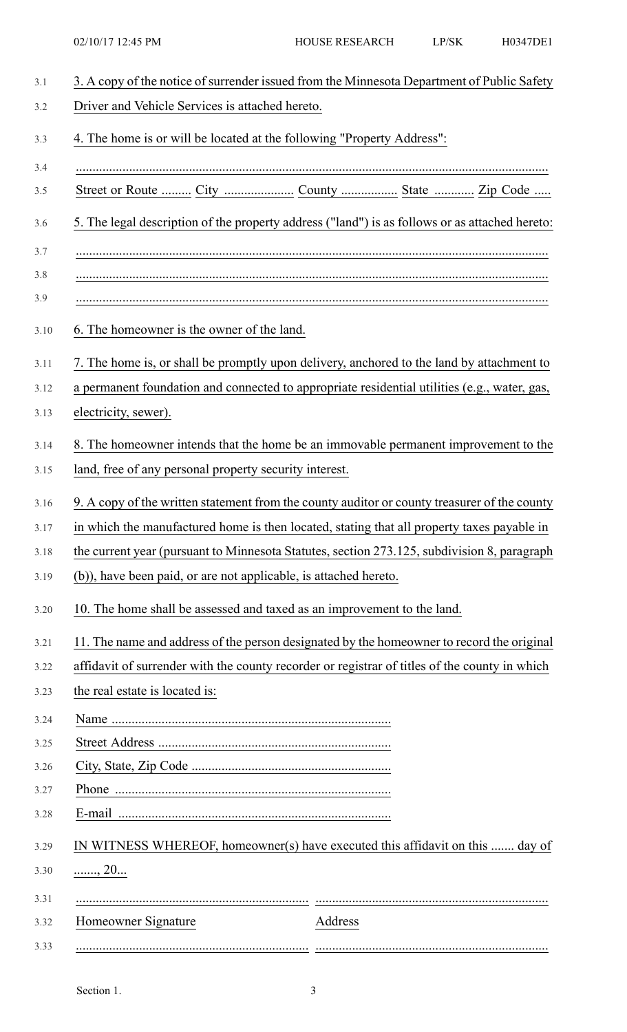3. A copy of the notice of surrender issued from the Minnesota Department of Public Safety Driver and Vehicle Services is attached hereto.

4. The home is or will be located at the following "Property Address":

..........................................................................................................................................

Street or Route ......... City ..................... County ................. State ............ Zip Code .....

5. The legal description of the property address ("land") is as follows or as attached hereto:

..........................................................................................................................................

..........................................................................................................................................

..........................................................................................................................................

6. The homeowner is the owner of the land.

7. The home is, or shall be promptly upon delivery, anchored to the land by attachment to a permanent foundation and connected to appropriate residential utilities (e.g., water, gas, electricity, sewer).

8. The homeowner intends that the home be an immovable permanent improvement to the land, free of any personal property security interest.

9. A copy of the written statement from the county auditor or county treasurer of the county in which the manufactured home is then located, stating that all property taxes payable in the current year (pursuant to Minnesota Statutes, section 273.125, subdivision 8, paragraph (b)), have been paid, or are not applicable, is attached hereto.

10. The home shall be assessed and taxed as an improvement to the land.

11. The name and address of the person designated by the homeowner to record the original affidavit of surrender with the county recorder or registrar of titles of the county in which the real estate is located is:

Name ....................................................................................

Street Address ......................................................................

City, State, Zip Code ............................................................

Phone ...................................................................................

E-mail ..................................................................................

IN WITNESS WHEREOF, homeowner(s) have executed this affidavit on this ....... day of ......., 20...

...................................................................... ......................................................................

Homeowner Signature Address

...................................................................... ......................................................................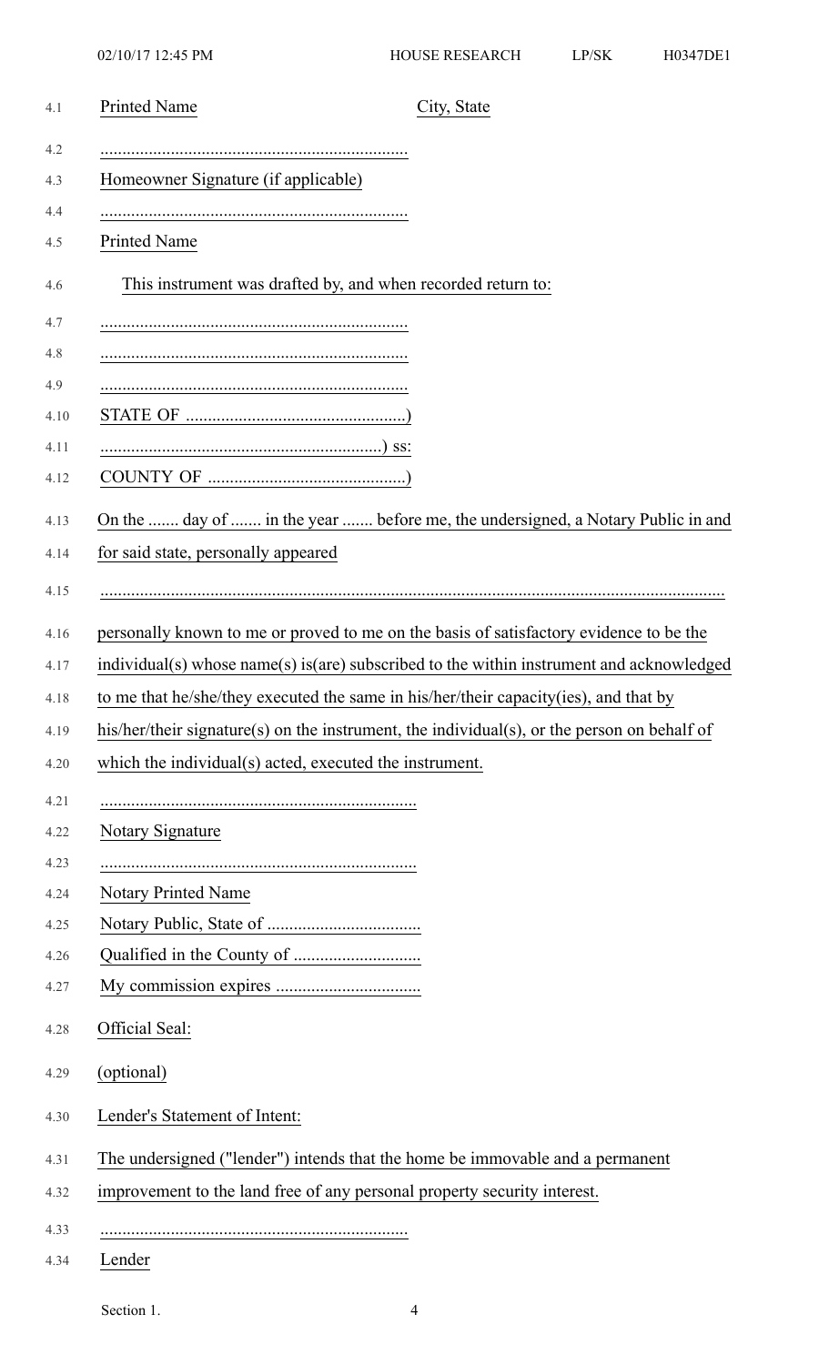Printed Name                                        City, State

......................................................................

Homeowner Signature (if applicable)

......................................................................

Printed Name

This instrument was drafted by, and when recorded return to:

......................................................................

......................................................................

......................................................................

STATE OF ..................................................)

.................................................................) ss:

COUNTY OF ............................................)

On the ....... day of ....... in the year ....... before me, the undersigned, a Notary Public in and for said state, personally appeared

..............................................................................................................................................

personally known to me or proved to me on the basis of satisfactory evidence to be the individual(s) whose name(s) is(are) subscribed to the within instrument and acknowledged to me that he/she/they executed the same in his/her/their capacity(ies), and that by his/her/their signature(s) on the instrument, the individual(s), or the person on behalf of which the individual(s) acted, executed the instrument.

........................................................................

Notary Signature

........................................................................

Notary Printed Name

Notary Public, State of ...................................

Qualified in the County of .............................

My commission expires .................................

Official Seal:

(optional)

Lender's Statement of Intent:

The undersigned ("lender") intends that the home be immovable and a permanent improvement to the land free of any personal property security interest.

......................................................................

Lender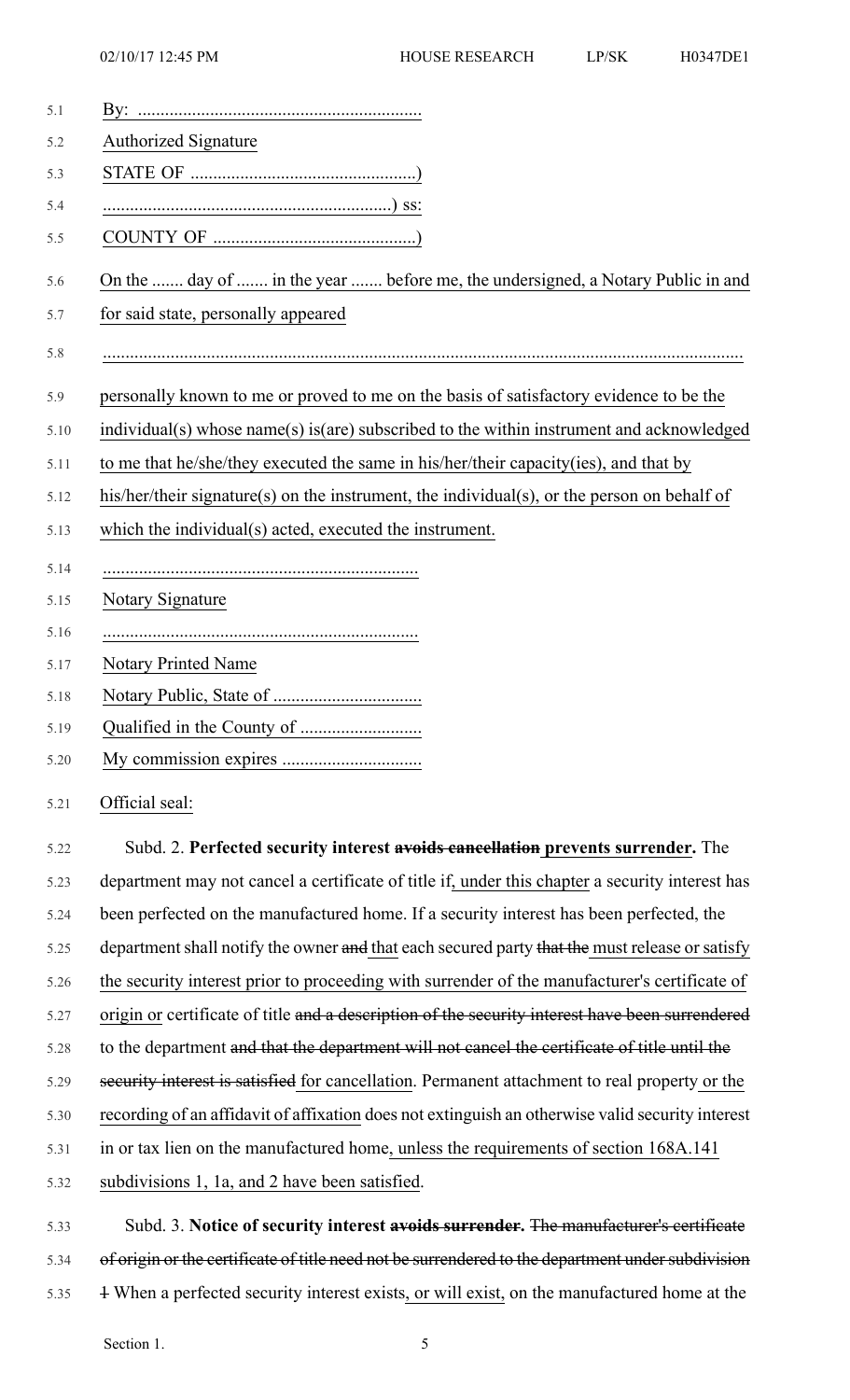By: ................................................................

Authorized Signature

STATE OF ..................................................)

.................................................................) ss:

COUNTY OF .............................................)

On the ....... day of ....... in the year ....... before me, the undersigned, a Notary Public in and for said state, personally appeared

..............................................................................................................................................

personally known to me or proved to me on the basis of satisfactory evidence to be the individual(s) whose name(s) is(are) subscribed to the within instrument and acknowledged to me that he/she/they executed the same in his/her/their capacity(ies), and that by his/her/their signature(s) on the instrument, the individual(s), or the person on behalf of which the individual(s) acted, executed the instrument.

......................................................................

Notary Signature

......................................................................

Notary Printed Name

Notary Public, State of .................................

Qualified in the County of ...........................

My commission expires ...............................

Official seal:

Subd. 2. **Perfected security interest ~~avoids cancellation~~ prevents surrender.** The department may not cancel a certificate of title if, under this chapter a security interest has been perfected on the manufactured home. If a security interest has been perfected, the department shall notify the owner ~~and~~ that each secured party ~~that the~~ must release or satisfy the security interest prior to proceeding with surrender of the manufacturer's certificate of origin or certificate of title ~~and a description of the security interest have been surrendered~~ to the department ~~and that the department will not cancel the certificate of title until the security interest is satisfied~~ for cancellation. Permanent attachment to real property or the recording of an affidavit of affixation does not extinguish an otherwise valid security interest in or tax lien on the manufactured home, unless the requirements of section 168A.141 subdivisions 1, 1a, and 2 have been satisfied.

Subd. 3. **Notice of security interest ~~avoids surrender~~.** ~~The manufacturer's certificate of origin or the certificate of title need not be surrendered to the department under subdivision 1~~ When a perfected security interest exists, or will exist, on the manufactured home at the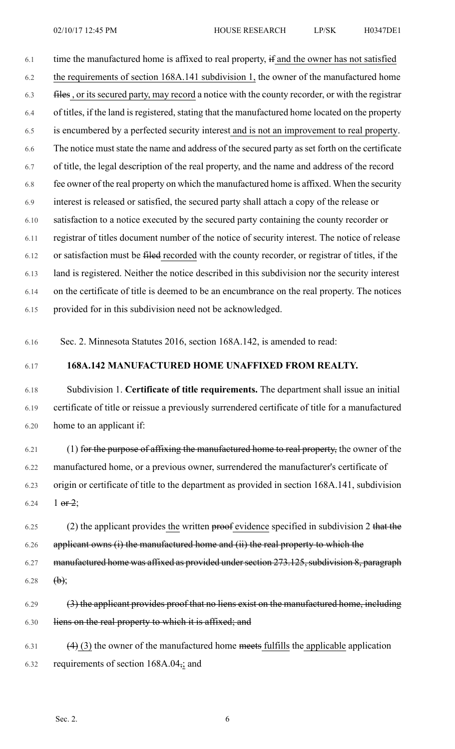time the manufactured home is affixed to real property, ~~if~~ and the owner has not satisfied the requirements of section 168A.141 subdivision 1, the owner of the manufactured home ~~files~~ , or its secured party, may record a notice with the county recorder, or with the registrar of titles, if the land is registered, stating that the manufactured home located on the property is encumbered by a perfected security interest and is not an improvement to real property. The notice must state the name and address of the secured party as set forth on the certificate of title, the legal description of the real property, and the name and address of the record fee owner of the real property on which the manufactured home is affixed. When the security interest is released or satisfied, the secured party shall attach a copy of the release or satisfaction to a notice executed by the secured party containing the county recorder or registrar of titles document number of the notice of security interest. The notice of release or satisfaction must be ~~filed~~ recorded with the county recorder, or registrar of titles, if the land is registered. Neither the notice described in this subdivision nor the security interest on the certificate of title is deemed to be an encumbrance on the real property. The notices provided for in this subdivision need not be acknowledged.

Sec. 2. Minnesota Statutes 2016, section 168A.142, is amended to read:

**168A.142 MANUFACTURED HOME UNAFFIXED FROM REALTY.**

Subdivision 1. **Certificate of title requirements.** The department shall issue an initial certificate of title or reissue a previously surrendered certificate of title for a manufactured home to an applicant if:

(1) ~~for the purpose of affixing the manufactured home to real property,~~ the owner of the manufactured home, or a previous owner, surrendered the manufacturer's certificate of origin or certificate of title to the department as provided in section 168A.141, subdivision 1 ~~or 2~~;

(2) the applicant provides the written ~~proof~~ evidence specified in subdivision 2 ~~that the applicant owns (i) the manufactured home and (ii) the real property to which the manufactured home was affixed as provided under section 273.125, subdivision 8, paragraph (b)~~;

~~(3) the applicant provides proof that no liens exist on the manufactured home, including liens on the real property to which it is affixed; and~~

~~(4)~~ (3) the owner of the manufactured home ~~meets~~ fulfills the applicable application requirements of section 168A.04~~,~~; and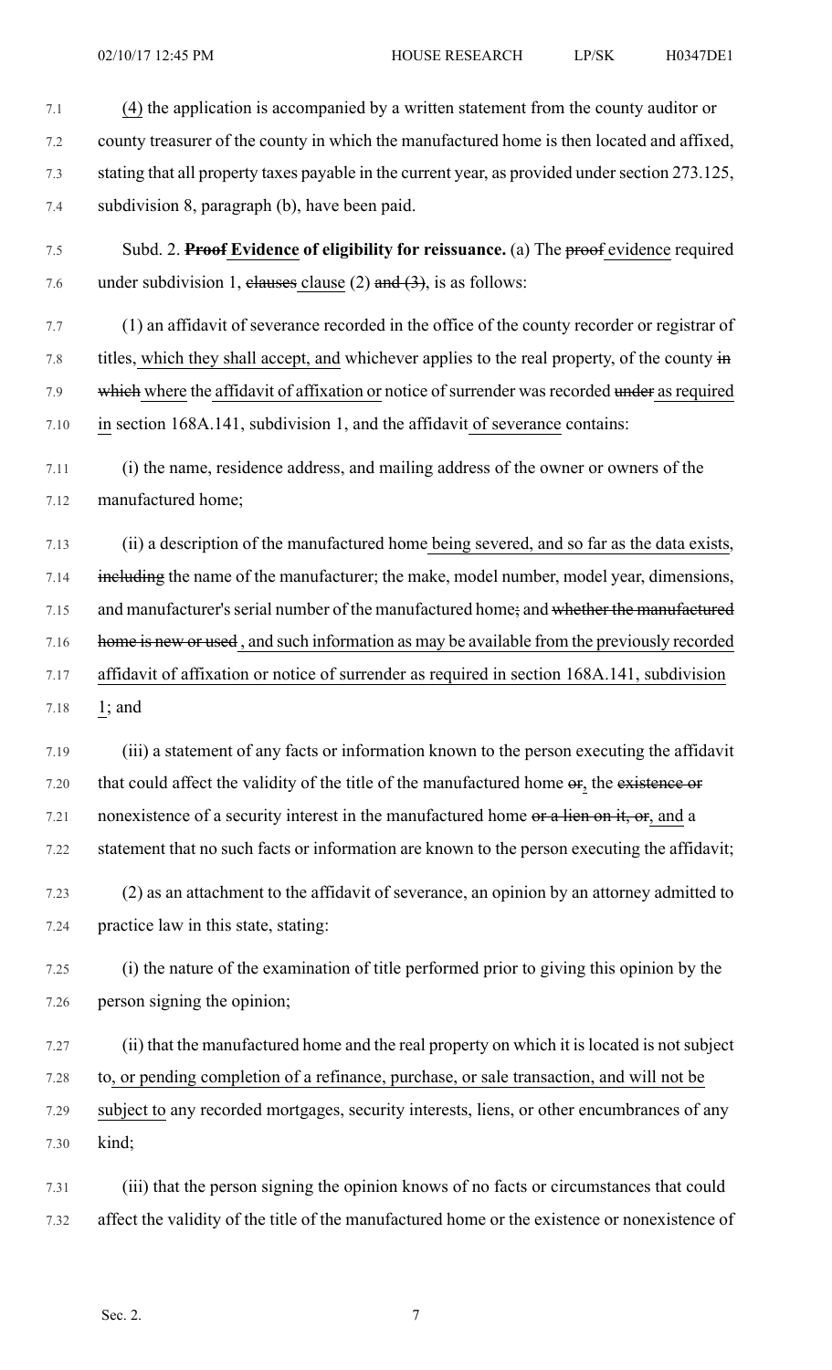(4) the application is accompanied by a written statement from the county auditor or county treasurer of the county in which the manufactured home is then located and affixed, stating that all property taxes payable in the current year, as provided under section 273.125, subdivision 8, paragraph (b), have been paid.

Subd. 2. ~~**Proof**~~ **Evidence of eligibility for reissuance.** (a) The ~~proof~~ evidence required under subdivision 1, ~~clauses~~ clause (2) ~~and (3)~~, is as follows:

(1) an affidavit of severance recorded in the office of the county recorder or registrar of titles, which they shall accept, and whichever applies to the real property, of the county ~~in which~~ where the affidavit of affixation or notice of surrender was recorded ~~under~~ as required in section 168A.141, subdivision 1, and the affidavit of severance contains:

(i) the name, residence address, and mailing address of the owner or owners of the manufactured home;

(ii) a description of the manufactured home being severed, and so far as the data exists, ~~including~~ the name of the manufacturer; the make, model number, model year, dimensions, and manufacturer's serial number of the manufactured home~~;~~ and ~~whether the manufactured home is new or used~~ , and such information as may be available from the previously recorded affidavit of affixation or notice of surrender as required in section 168A.141, subdivision 1; and

(iii) a statement of any facts or information known to the person executing the affidavit that could affect the validity of the title of the manufactured home ~~or~~, the ~~existence or~~ nonexistence of a security interest in the manufactured home ~~or a lien on it, or~~, and a statement that no such facts or information are known to the person executing the affidavit;

(2) as an attachment to the affidavit of severance, an opinion by an attorney admitted to practice law in this state, stating:

(i) the nature of the examination of title performed prior to giving this opinion by the person signing the opinion;

(ii) that the manufactured home and the real property on which it is located is not subject to, or pending completion of a refinance, purchase, or sale transaction, and will not be subject to any recorded mortgages, security interests, liens, or other encumbrances of any kind;

(iii) that the person signing the opinion knows of no facts or circumstances that could affect the validity of the title of the manufactured home or the existence or nonexistence of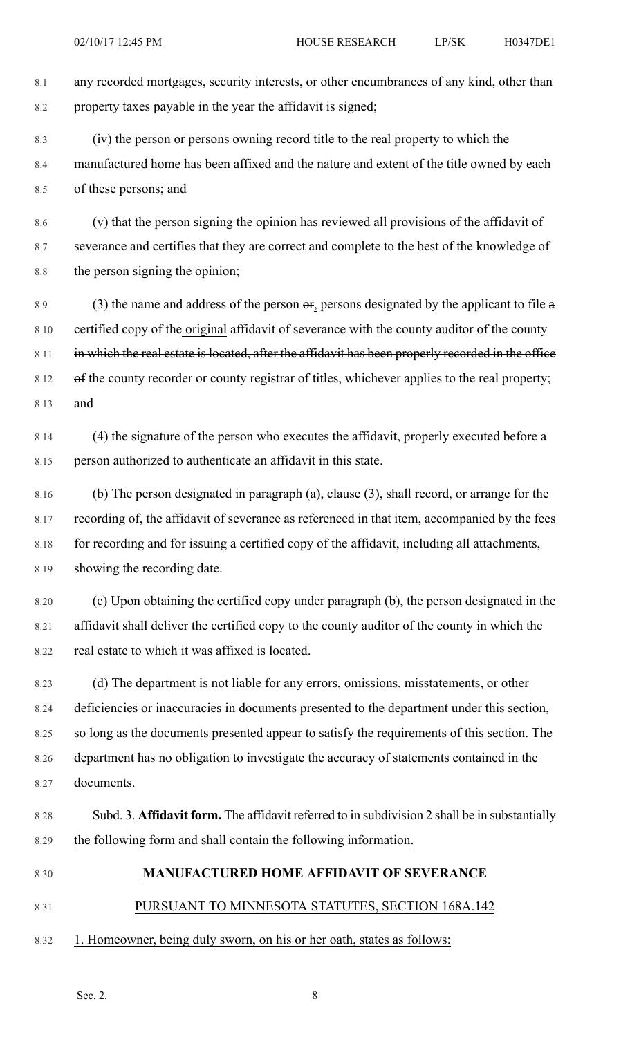any recorded mortgages, security interests, or other encumbrances of any kind, other than property taxes payable in the year the affidavit is signed;

(iv) the person or persons owning record title to the real property to which the manufactured home has been affixed and the nature and extent of the title owned by each of these persons; and

(v) that the person signing the opinion has reviewed all provisions of the affidavit of severance and certifies that they are correct and complete to the best of the knowledge of the person signing the opinion;

(3) the name and address of the person ~~or~~, persons designated by the applicant to file ~~a certified copy of~~ the original affidavit of severance with ~~the county auditor of the county in which the real estate is located, after the affidavit has been properly recorded in the office of~~ the county recorder or county registrar of titles, whichever applies to the real property; and

(4) the signature of the person who executes the affidavit, properly executed before a person authorized to authenticate an affidavit in this state.

(b) The person designated in paragraph (a), clause (3), shall record, or arrange for the recording of, the affidavit of severance as referenced in that item, accompanied by the fees for recording and for issuing a certified copy of the affidavit, including all attachments, showing the recording date.

(c) Upon obtaining the certified copy under paragraph (b), the person designated in the affidavit shall deliver the certified copy to the county auditor of the county in which the real estate to which it was affixed is located.

(d) The department is not liable for any errors, omissions, misstatements, or other deficiencies or inaccuracies in documents presented to the department under this section, so long as the documents presented appear to satisfy the requirements of this section. The department has no obligation to investigate the accuracy of statements contained in the documents.

<u>Subd. 3. **Affidavit form.** The affidavit referred to in subdivision 2 shall be in substantially the following form and shall contain the following information.</u>

<u>**MANUFACTURED HOME AFFIDAVIT OF SEVERANCE**</u>

<u>PURSUANT TO MINNESOTA STATUTES, SECTION 168A.142</u>

<u>1. Homeowner, being duly sworn, on his or her oath, states as follows:</u>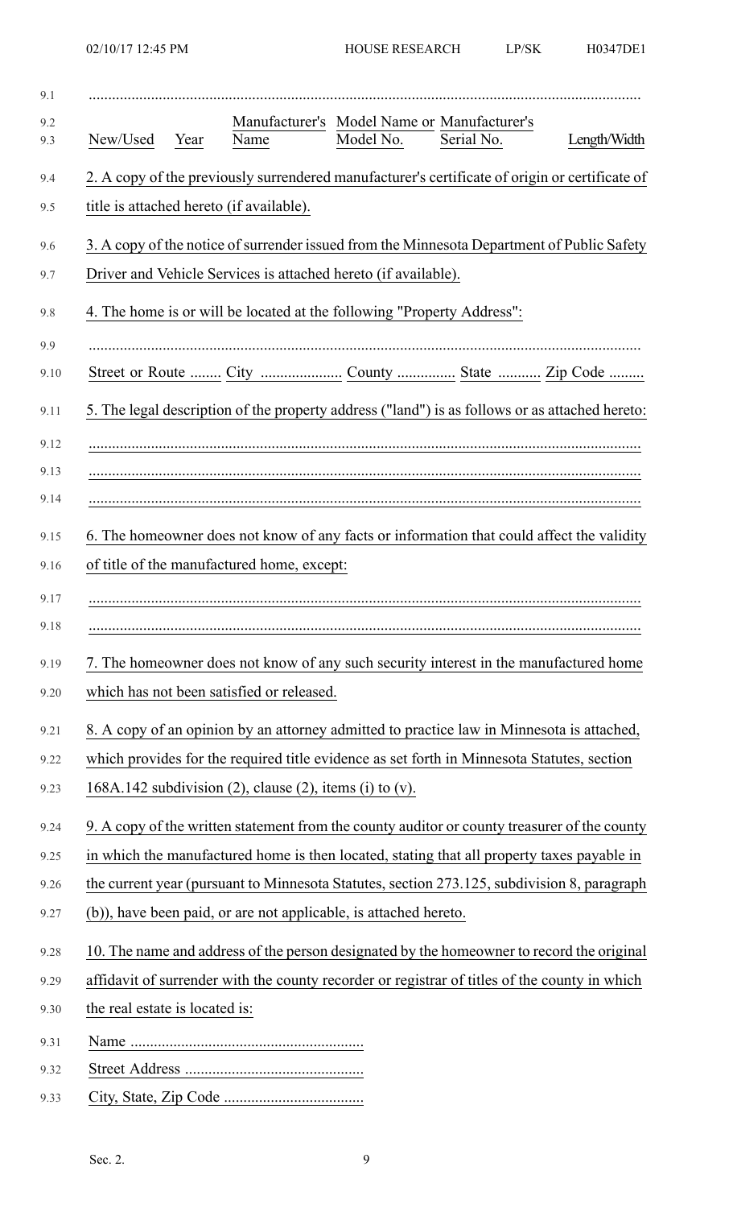.............................................................................................................................................

| New/Used | Year | Manufacturer's Name | Model Name or Model No. | Manufacturer's Serial No. | Length/Width |
|---|---|---|---|---|---|

2. A copy of the previously surrendered manufacturer's certificate of origin or certificate of title is attached hereto (if available).

3. A copy of the notice of surrender issued from the Minnesota Department of Public Safety Driver and Vehicle Services is attached hereto (if available).

4. The home is or will be located at the following "Property Address":

.............................................................................................................................................

Street or Route ........ City ..................... County ............... State ........... Zip Code .........

5. The legal description of the property address ("land") is as follows or as attached hereto:

.............................................................................................................................................

.............................................................................................................................................

.............................................................................................................................................

6. The homeowner does not know of any facts or information that could affect the validity of title of the manufactured home, except:

.............................................................................................................................................

.............................................................................................................................................

7. The homeowner does not know of any such security interest in the manufactured home which has not been satisfied or released.

8. A copy of an opinion by an attorney admitted to practice law in Minnesota is attached, which provides for the required title evidence as set forth in Minnesota Statutes, section 168A.142 subdivision (2), clause (2), items (i) to (v).

9. A copy of the written statement from the county auditor or county treasurer of the county in which the manufactured home is then located, stating that all property taxes payable in the current year (pursuant to Minnesota Statutes, section 273.125, subdivision 8, paragraph (b)), have been paid, or are not applicable, is attached hereto.

10. The name and address of the person designated by the homeowner to record the original affidavit of surrender with the county recorder or registrar of titles of the county in which the real estate is located is:

Name ............................................................

Street Address ..............................................

City, State, Zip Code ....................................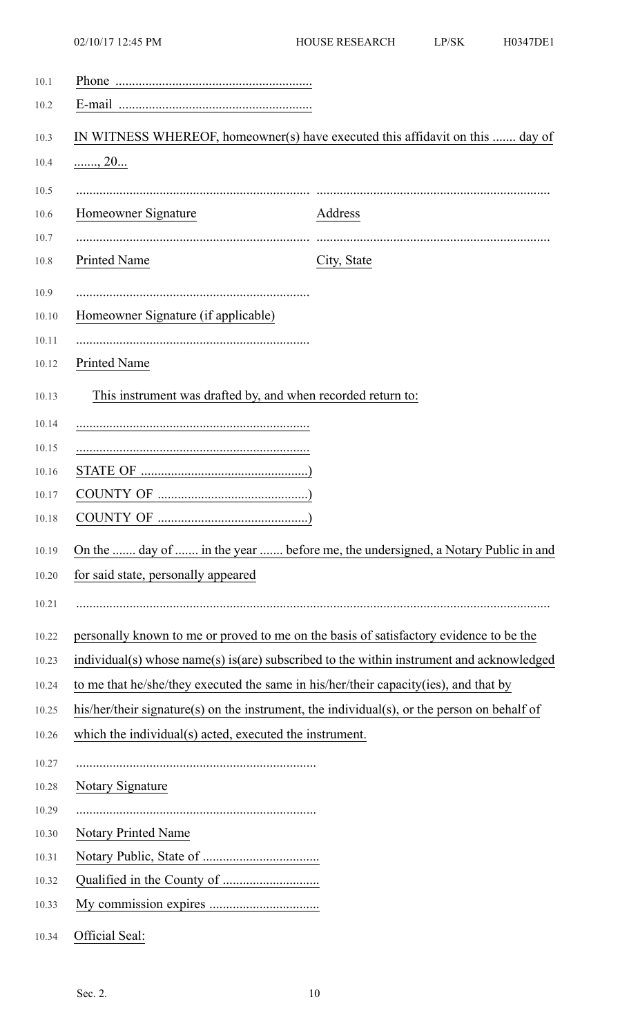Phone ..........................................................

E-mail .........................................................

IN WITNESS WHEREOF, homeowner(s) have executed this affidavit on this ....... day of ......., 20...

| ..................................................................... | ..................................................................... |
|---|---|
| Homeowner Signature | Address |
| ..................................................................... | ..................................................................... |
| Printed Name | City, State |

.....................................................................

Homeowner Signature (if applicable)

.....................................................................

Printed Name

This instrument was drafted by, and when recorded return to:

.....................................................................

.....................................................................

STATE OF ..................................................)

COUNTY OF .............................................)

COUNTY OF .............................................)

On the ....... day of ....... in the year ....... before me, the undersigned, a Notary Public in and for said state, personally appeared

.............................................................................................................................................

personally known to me or proved to me on the basis of satisfactory evidence to be the individual(s) whose name(s) is(are) subscribed to the within instrument and acknowledged to me that he/she/they executed the same in his/her/their capacity(ies), and that by his/her/their signature(s) on the instrument, the individual(s), or the person on behalf of which the individual(s) acted, executed the instrument.

.......................................................................

Notary Signature

.......................................................................

Notary Printed Name

Notary Public, State of ...................................

Qualified in the County of .............................

My commission expires .................................

Official Seal: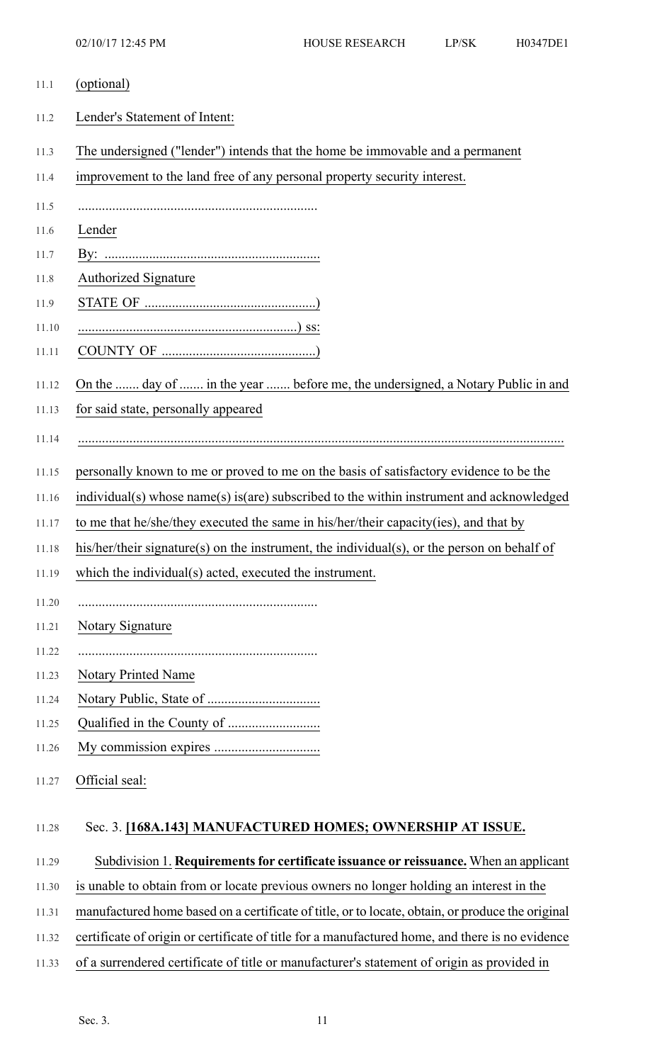(optional)

Lender's Statement of Intent:

The undersigned ("lender") intends that the home be immovable and a permanent improvement to the land free of any personal property security interest.

......................................................................

Lender

By: ...............................................................

Authorized Signature

STATE OF ..................................................)

...............................................................) ss:

COUNTY OF .............................................)

On the ....... day of ....... in the year ....... before me, the undersigned, a Notary Public in and for said state, personally appeared

.............................................................................................................................................

personally known to me or proved to me on the basis of satisfactory evidence to be the individual(s) whose name(s) is(are) subscribed to the within instrument and acknowledged to me that he/she/they executed the same in his/her/their capacity(ies), and that by his/her/their signature(s) on the instrument, the individual(s), or the person on behalf of which the individual(s) acted, executed the instrument.

......................................................................

Notary Signature

......................................................................

Notary Printed Name

Notary Public, State of .................................

Qualified in the County of ...........................

My commission expires ...............................

Official seal:

Sec. 3. **[168A.143] MANUFACTURED HOMES; OWNERSHIP AT ISSUE.**

Subdivision 1. **Requirements for certificate issuance or reissuance.** When an applicant is unable to obtain from or locate previous owners no longer holding an interest in the manufactured home based on a certificate of title, or to locate, obtain, or produce the original certificate of origin or certificate of title for a manufactured home, and there is no evidence of a surrendered certificate of title or manufacturer's statement of origin as provided in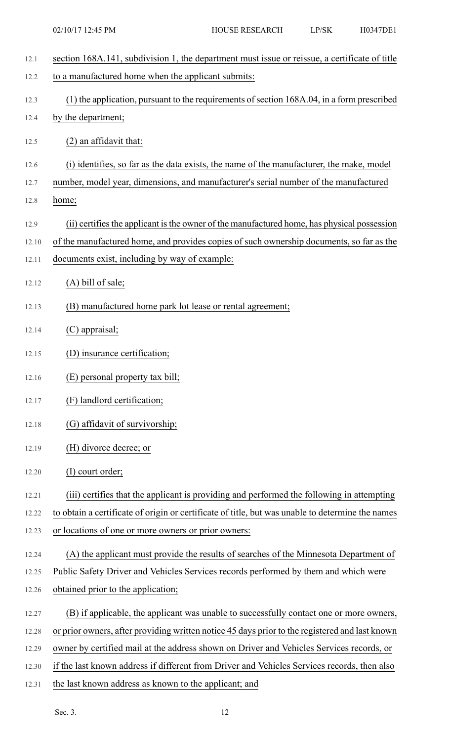section 168A.141, subdivision 1, the department must issue or reissue, a certificate of title to a manufactured home when the applicant submits:

(1) the application, pursuant to the requirements of section 168A.04, in a form prescribed by the department;

(2) an affidavit that:

(i) identifies, so far as the data exists, the name of the manufacturer, the make, model number, model year, dimensions, and manufacturer's serial number of the manufactured home;

(ii) certifies the applicant is the owner of the manufactured home, has physical possession of the manufactured home, and provides copies of such ownership documents, so far as the documents exist, including by way of example:

(A) bill of sale;

(B) manufactured home park lot lease or rental agreement;

(C) appraisal;

(D) insurance certification;

(E) personal property tax bill;

(F) landlord certification;

(G) affidavit of survivorship;

(H) divorce decree; or

(I) court order;

(iii) certifies that the applicant is providing and performed the following in attempting to obtain a certificate of origin or certificate of title, but was unable to determine the names or locations of one or more owners or prior owners:

(A) the applicant must provide the results of searches of the Minnesota Department of Public Safety Driver and Vehicles Services records performed by them and which were obtained prior to the application;

(B) if applicable, the applicant was unable to successfully contact one or more owners, or prior owners, after providing written notice 45 days prior to the registered and last known owner by certified mail at the address shown on Driver and Vehicles Services records, or if the last known address if different from Driver and Vehicles Services records, then also the last known address as known to the applicant; and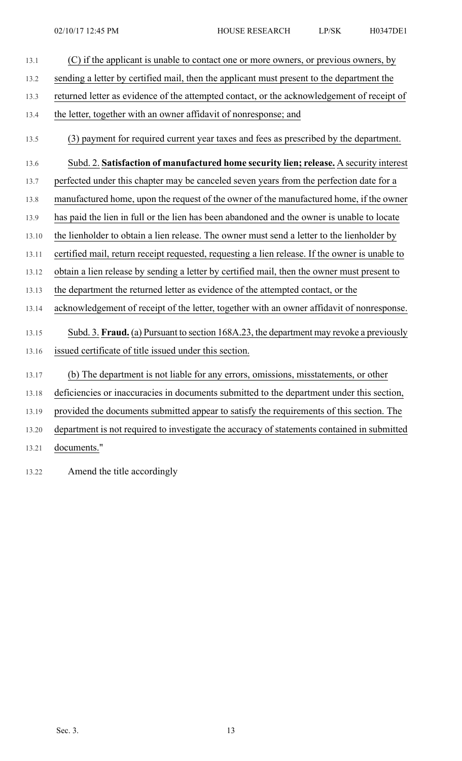(C) if the applicant is unable to contact one or more owners, or previous owners, by sending a letter by certified mail, then the applicant must present to the department the returned letter as evidence of the attempted contact, or the acknowledgement of receipt of the letter, together with an owner affidavit of nonresponse; and

(3) payment for required current year taxes and fees as prescribed by the department.

Subd. 2. **Satisfaction of manufactured home security lien; release.** A security interest perfected under this chapter may be canceled seven years from the perfection date for a manufactured home, upon the request of the owner of the manufactured home, if the owner has paid the lien in full or the lien has been abandoned and the owner is unable to locate the lienholder to obtain a lien release. The owner must send a letter to the lienholder by certified mail, return receipt requested, requesting a lien release. If the owner is unable to obtain a lien release by sending a letter by certified mail, then the owner must present to the department the returned letter as evidence of the attempted contact, or the acknowledgement of receipt of the letter, together with an owner affidavit of nonresponse.

Subd. 3. **Fraud.** (a) Pursuant to section 168A.23, the department may revoke a previously issued certificate of title issued under this section.

(b) The department is not liable for any errors, omissions, misstatements, or other deficiencies or inaccuracies in documents submitted to the department under this section, provided the documents submitted appear to satisfy the requirements of this section. The department is not required to investigate the accuracy of statements contained in submitted documents."

Amend the title accordingly